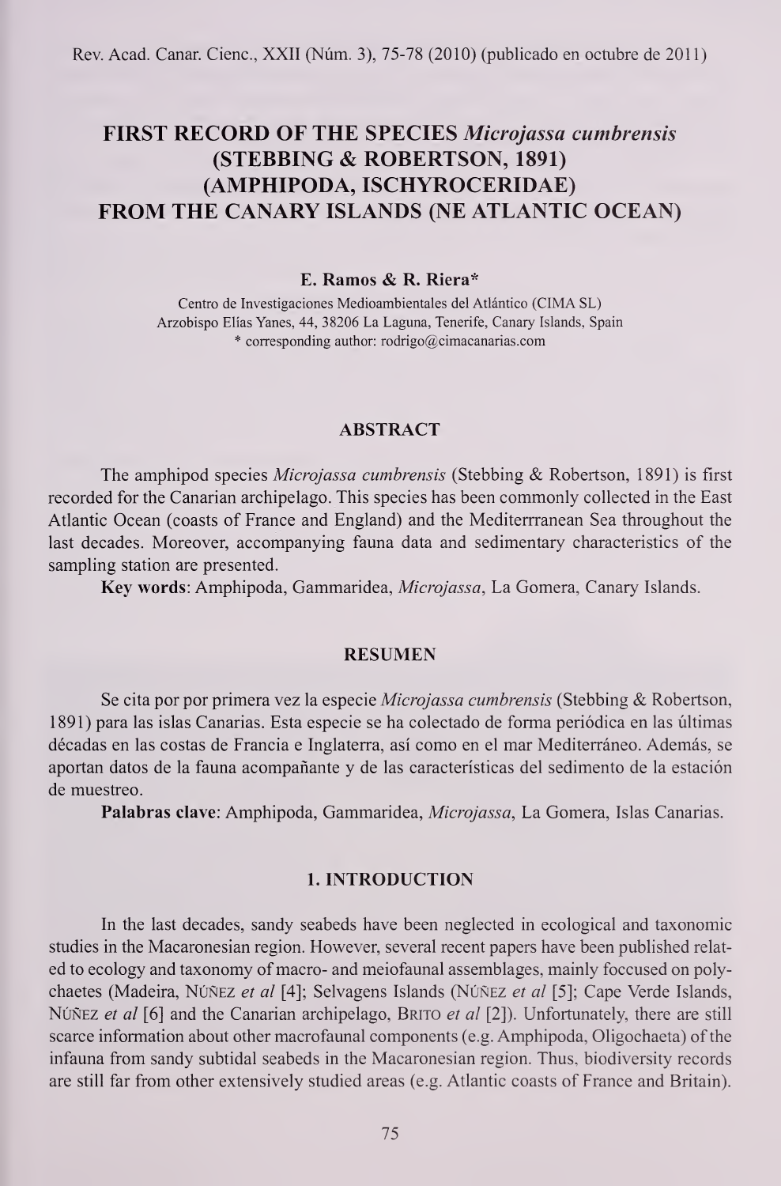# FIRST RECORD OF THE SPECIES *Microjassa cumbrensis* (STEBBING & ROBERTSON, 1891) (AMPHIPODA, ISCHYROCERIDAE) FROM THE CANARY ISLANDS (NE ATLANTIC OCEAN)

**E. Ramos & R. Riera***

Centro de Investigaciones Medioambientales del Atlántico (CIMA SL)
Arzobispo Elías Yanes, 44, 38206 La Laguna, Tenerife, Canary Islands, Spain
* corresponding author: rodrigo@cimacanarias.com

## ABSTRACT

The amphipod species *Microjassa cumbrensis* (Stebbing & Robertson, 1891) is first recorded for the Canarian archipelago. This species has been commonly collected in the East Atlantic Ocean (coasts of France and England) and the Mediterrranean Sea throughout the last decades. Moreover, accompanying fauna data and sedimentary characteristics of the sampling station are presented.

**Key words**: Amphipoda, Gammaridea, *Microjassa*, La Gomera, Canary Islands.

## RESUMEN

Se cita por por primera vez la especie *Microjassa cumbrensis* (Stebbing & Robertson, 1891) para las islas Canarias. Esta especie se ha colectado de forma periódica en las últimas décadas en las costas de Francia e Inglaterra, así como en el mar Mediterráneo. Además, se aportan datos de la fauna acompañante y de las características del sedimento de la estación de muestreo.

**Palabras clave**: Amphipoda, Gammaridea, *Microjassa*, La Gomera, Islas Canarias.

## 1. INTRODUCTION

In the last decades, sandy seabeds have been neglected in ecological and taxonomic studies in the Macaronesian region. However, several recent papers have been published related to ecology and taxonomy of macro- and meiofaunal assemblages, mainly foccused on polychaetes (Madeira, Núñez *et al* [4]; Selvagens Islands (Núñez *et al* [5]; Cape Verde Islands, Núñez *et al* [6] and the Canarian archipelago, Brito *et al* [2]). Unfortunately, there are still scarce information about other macrofaunal components (e.g. Amphipoda, Oligochaeta) of the infauna from sandy subtidal seabeds in the Macaronesian region. Thus, biodiversity records are still far from other extensively studied areas (e.g. Atlantic coasts of France and Britain).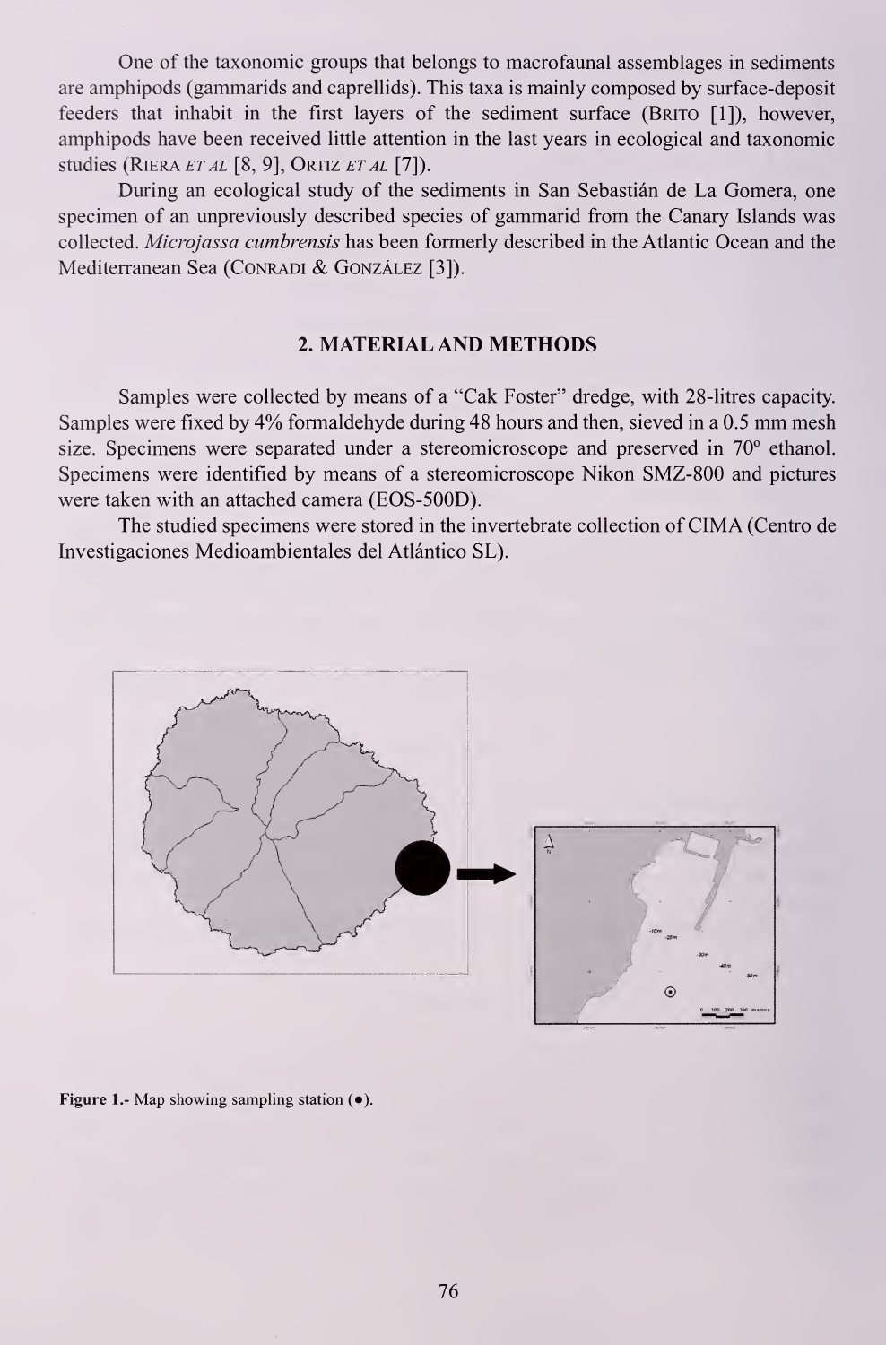One of the taxonomic groups that belongs to macrofaunal assemblages in sediments are amphipods (gammarids and caprellids). This taxa is mainly composed by surface-deposit feeders that inhabit in the first layers of the sediment surface (Brito [1]), however, amphipods have been received little attention in the last years in ecological and taxonomic studies (Riera *et al* [8, 9], Ortiz *et al* [7]).

During an ecological study of the sediments in San Sebastián de La Gomera, one specimen of an unpreviously described species of gammarid from the Canary Islands was collected. *Microjassa cumbrensis* has been formerly described in the Atlantic Ocean and the Mediterranean Sea (Conradi & González [3]).

## 2. MATERIAL AND METHODS

Samples were collected by means of a "Cak Foster" dredge, with 28-litres capacity. Samples were fixed by 4% formaldehyde during 48 hours and then, sieved in a 0.5 mm mesh size. Specimens were separated under a stereomicroscope and preserved in 70° ethanol. Specimens were identified by means of a stereomicroscope Nikon SMZ-800 and pictures were taken with an attached camera (EOS-500D).

The studied specimens were stored in the invertebrate collection of CIMA (Centro de Investigaciones Medioambientales del Atlántico SL).

**Figure 1.-** Map showing sampling station (●).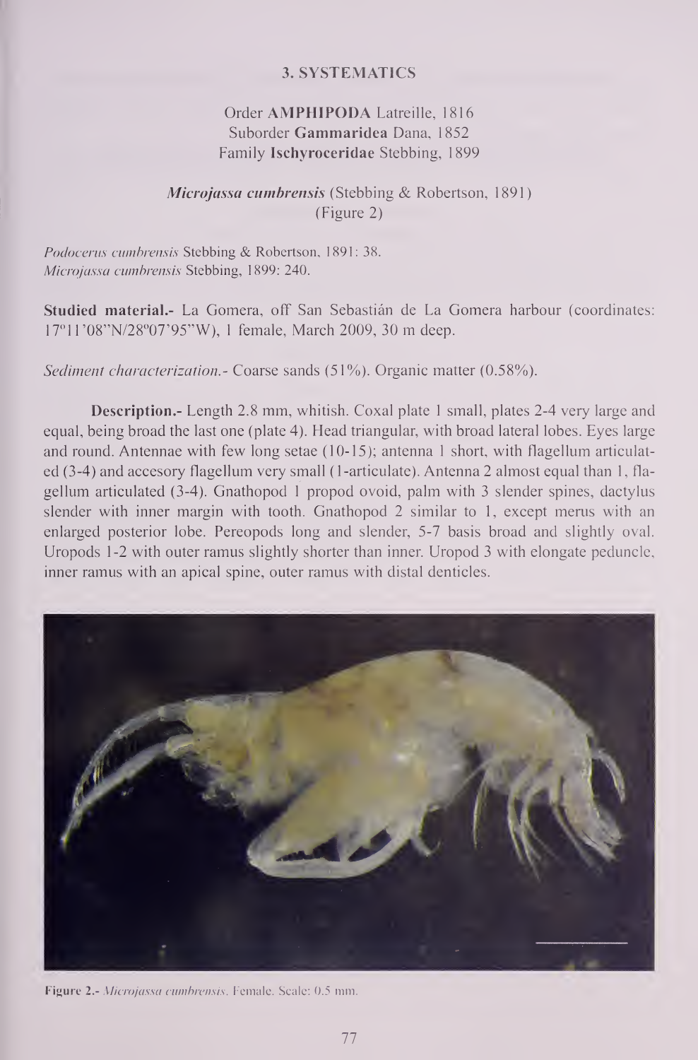## 3. SYSTEMATICS

Order **AMPHIPODA** Latreille, 1816
Suborder **Gammaridea** Dana, 1852
Family **Ischyroceridae** Stebbing, 1899

***Microjassa cumbrensis*** (Stebbing & Robertson, 1891)
(Figure 2)

*Podocerus cumbrensis* Stebbing & Robertson, 1891: 38.
*Microjassa cumbrensis* Stebbing, 1899: 240.

**Studied material.-** La Gomera, off San Sebastián de La Gomera harbour (coordinates: 17º11'08"N/28º07'95"W), 1 female, March 2009, 30 m deep.

*Sediment characterization.-* Coarse sands (51%). Organic matter (0.58%).

**Description.-** Length 2.8 mm, whitish. Coxal plate 1 small, plates 2-4 very large and equal, being broad the last one (plate 4). Head triangular, with broad lateral lobes. Eyes large and round. Antennae with few long setae (10-15); antenna 1 short, with flagellum articulated (3-4) and accesory flagellum very small (1-articulate). Antenna 2 almost equal than 1, flagellum articulated (3-4). Gnathopod 1 propod ovoid, palm with 3 slender spines, dactylus slender with inner margin with tooth. Gnathopod 2 similar to 1, except merus with an enlarged posterior lobe. Pereopods long and slender, 5-7 basis broad and slightly oval. Uropods 1-2 with outer ramus slightly shorter than inner. Uropod 3 with elongate peduncle, inner ramus with an apical spine, outer ramus with distal denticles.

**Figure 2.-** *Microjassa cumbrensis*. Female. Scale: 0.5 mm.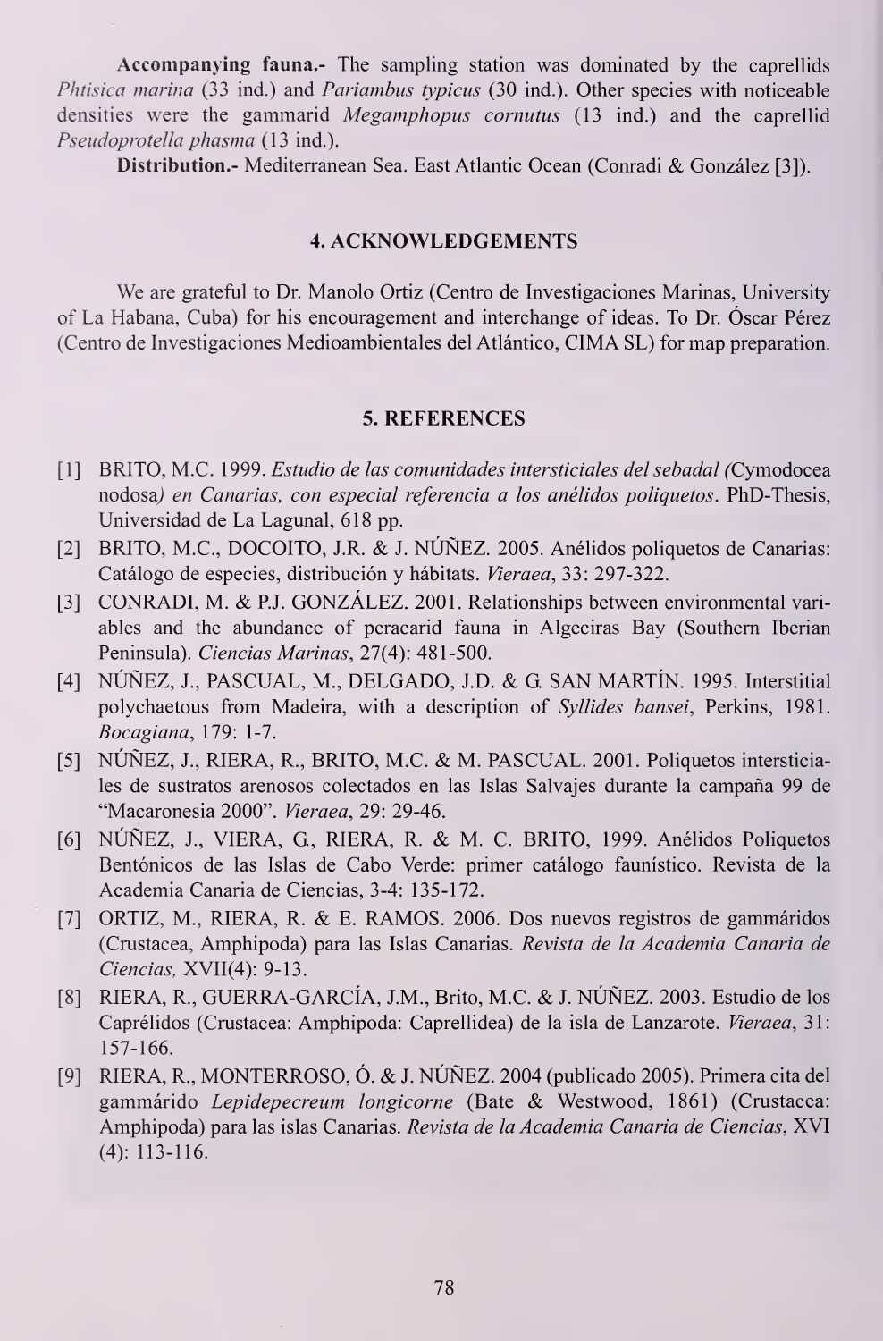**Accompanying fauna.-** The sampling station was dominated by the caprellids *Phtisica marina* (33 ind.) and *Pariambus typicus* (30 ind.). Other species with noticeable densities were the gammarid *Megamphopus cornutus* (13 ind.) and the caprellid *Pseudoprotella phasma* (13 ind.).

**Distribution.-** Mediterranean Sea. East Atlantic Ocean (Conradi & González [3]).

## 4. ACKNOWLEDGEMENTS

We are grateful to Dr. Manolo Ortiz (Centro de Investigaciones Marinas, University of La Habana, Cuba) for his encouragement and interchange of ideas. To Dr. Óscar Pérez (Centro de Investigaciones Medioambientales del Atlántico, CIMA SL) for map preparation.

## 5. REFERENCES

[1] BRITO, M.C. 1999. *Estudio de las comunidades intersticiales del sebadal (*Cymodocea nodosa*) en Canarias, con especial referencia a los anélidos poliquetos*. PhD-Thesis, Universidad de La Lagunal, 618 pp.

[2] BRITO, M.C., DOCOITO, J.R. & J. NÚÑEZ. 2005. Anélidos poliquetos de Canarias: Catálogo de especies, distribución y hábitats. *Vieraea*, 33: 297-322.

[3] CONRADI, M. & P.J. GONZÁLEZ. 2001. Relationships between environmental variables and the abundance of peracarid fauna in Algeciras Bay (Southern Iberian Peninsula). *Ciencias Marinas*, 27(4): 481-500.

[4] NÚÑEZ, J., PASCUAL, M., DELGADO, J.D. & G. SAN MARTÍN. 1995. Interstitial polychaetous from Madeira, with a description of *Syllides bansei*, Perkins, 1981. *Bocagiana*, 179: 1-7.

[5] NÚÑEZ, J., RIERA, R., BRITO, M.C. & M. PASCUAL. 2001. Poliquetos intersticiales de sustratos arenosos colectados en las Islas Salvajes durante la campaña 99 de "Macaronesia 2000". *Vieraea*, 29: 29-46.

[6] NÚÑEZ, J., VIERA, G., RIERA, R. & M. C. BRITO, 1999. Anélidos Poliquetos Bentónicos de las Islas de Cabo Verde: primer catálogo faunístico. Revista de la Academia Canaria de Ciencias, 3-4: 135-172.

[7] ORTIZ, M., RIERA, R. & E. RAMOS. 2006. Dos nuevos registros de gammáridos (Crustacea, Amphipoda) para las Islas Canarias. *Revista de la Academia Canaria de Ciencias,* XVII(4): 9-13.

[8] RIERA, R., GUERRA-GARCÍA, J.M., Brito, M.C. & J. NÚÑEZ. 2003. Estudio de los Caprélidos (Crustacea: Amphipoda: Caprellidea) de la isla de Lanzarote. *Vieraea*, 31: 157-166.

[9] RIERA, R., MONTERROSO, Ó. & J. NÚÑEZ. 2004 (publicado 2005). Primera cita del gammárido *Lepidepecreum longicorne* (Bate & Westwood, 1861) (Crustacea: Amphipoda) para las islas Canarias. *Revista de la Academia Canaria de Ciencias*, XVI (4): 113-116.